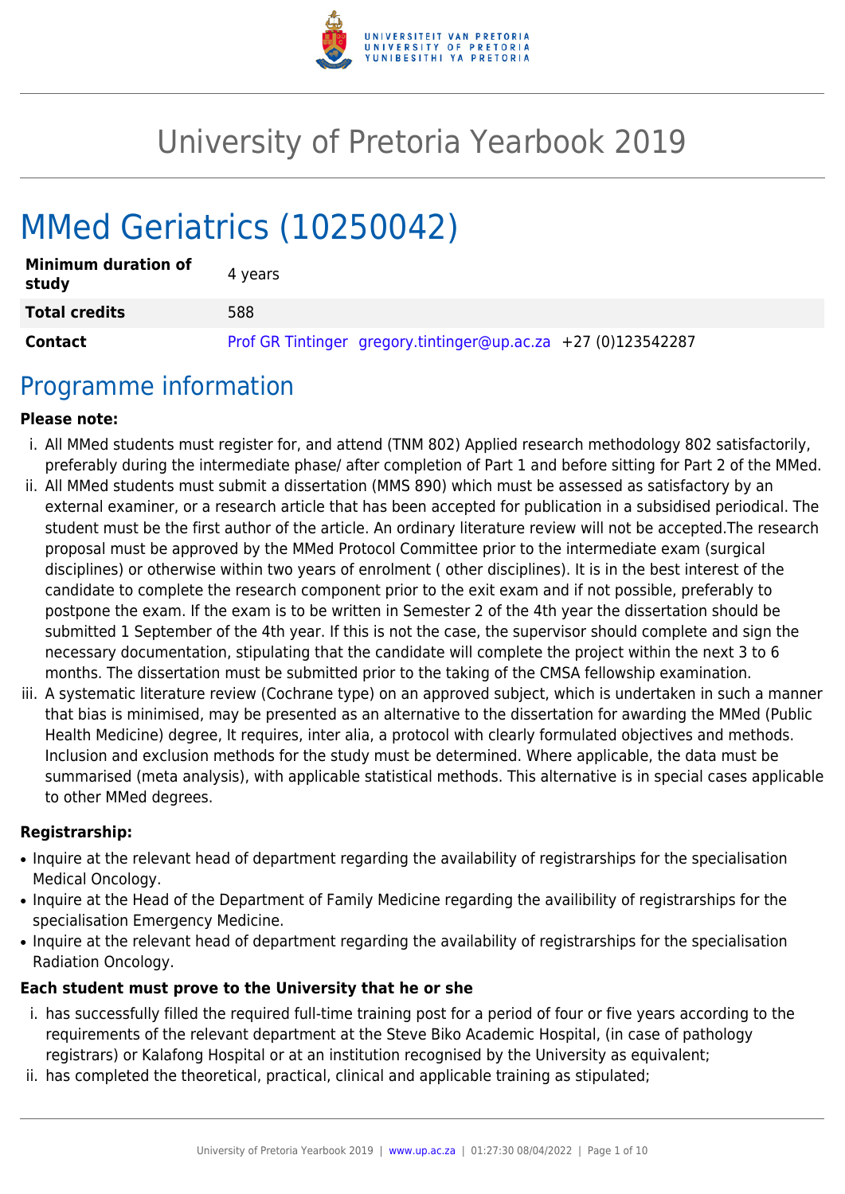# University of Pretoria Yearbook 2019

# MMed Geriatrics (10250042)

| | |
|---|---|
| **Minimum duration of study** | 4 years |
| **Total credits** | 588 |
| **Contact** | Prof GR Tintinger gregory.tintinger@up.ac.za +27 (0)123542287 |

## Programme information

**Please note:**

i. All MMed students must register for, and attend (TNM 802) Applied research methodology 802 satisfactorily, preferably during the intermediate phase/ after completion of Part 1 and before sitting for Part 2 of the MMed.

ii. All MMed students must submit a dissertation (MMS 890) which must be assessed as satisfactory by an external examiner, or a research article that has been accepted for publication in a subsidised periodical. The student must be the first author of the article. An ordinary literature review will not be accepted.The research proposal must be approved by the MMed Protocol Committee prior to the intermediate exam (surgical disciplines) or otherwise within two years of enrolment ( other disciplines). It is in the best interest of the candidate to complete the research component prior to the exit exam and if not possible, preferably to postpone the exam. If the exam is to be written in Semester 2 of the 4th year the dissertation should be submitted 1 September of the 4th year. If this is not the case, the supervisor should complete and sign the necessary documentation, stipulating that the candidate will complete the project within the next 3 to 6 months. The dissertation must be submitted prior to the taking of the CMSA fellowship examination.

iii. A systematic literature review (Cochrane type) on an approved subject, which is undertaken in such a manner that bias is minimised, may be presented as an alternative to the dissertation for awarding the MMed (Public Health Medicine) degree, It requires, inter alia, a protocol with clearly formulated objectives and methods. Inclusion and exclusion methods for the study must be determined. Where applicable, the data must be summarised (meta analysis), with applicable statistical methods. This alternative is in special cases applicable to other MMed degrees.

**Registrarship:**

- Inquire at the relevant head of department regarding the availability of registrarships for the specialisation Medical Oncology.
- Inquire at the Head of the Department of Family Medicine regarding the availibility of registrarships for the specialisation Emergency Medicine.
- Inquire at the relevant head of department regarding the availability of registrarships for the specialisation Radiation Oncology.

**Each student must prove to the University that he or she**

i. has successfully filled the required full-time training post for a period of four or five years according to the requirements of the relevant department at the Steve Biko Academic Hospital, (in case of pathology registrars) or Kalafong Hospital or at an institution recognised by the University as equivalent;

ii. has completed the theoretical, practical, clinical and applicable training as stipulated;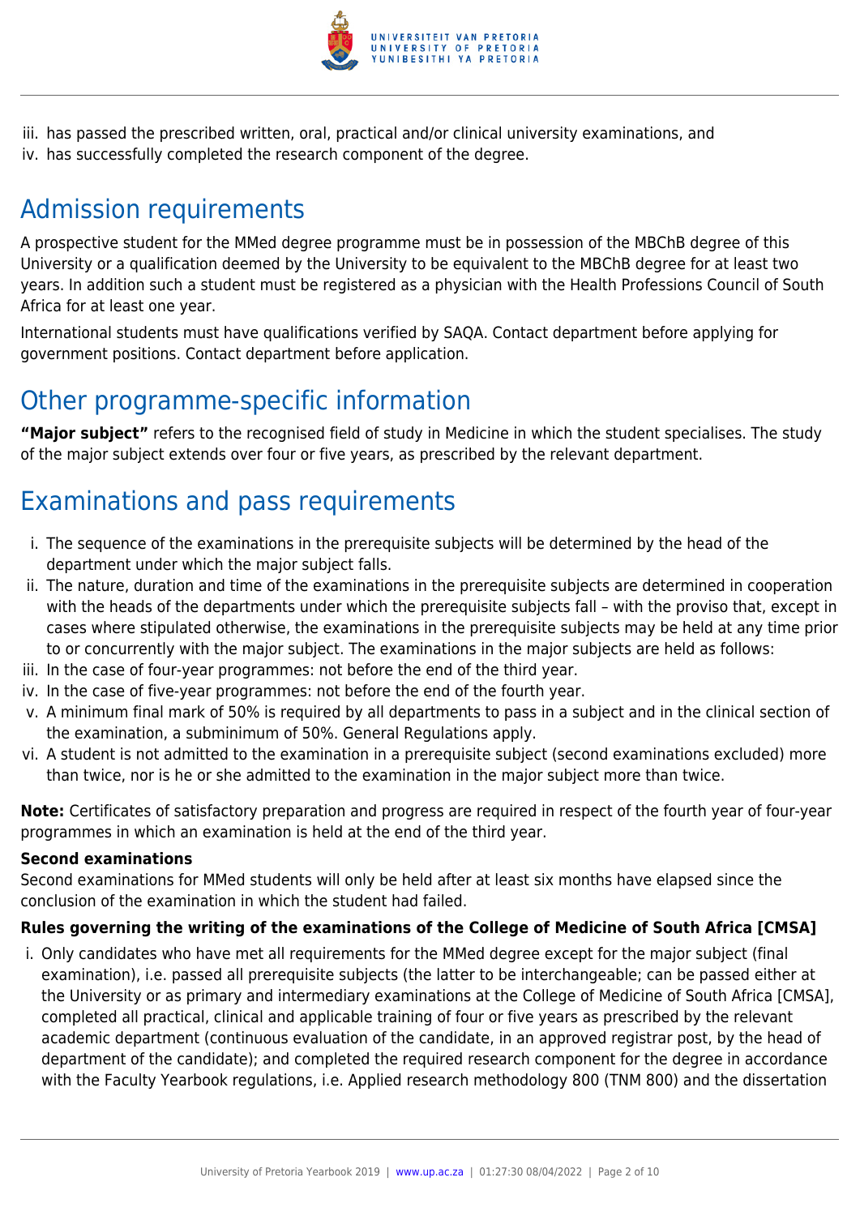iii. has passed the prescribed written, oral, practical and/or clinical university examinations, and
iv. has successfully completed the research component of the degree.

## Admission requirements

A prospective student for the MMed degree programme must be in possession of the MBChB degree of this University or a qualification deemed by the University to be equivalent to the MBChB degree for at least two years. In addition such a student must be registered as a physician with the Health Professions Council of South Africa for at least one year.

International students must have qualifications verified by SAQA. Contact department before applying for government positions. Contact department before application.

## Other programme-specific information

**"Major subject"** refers to the recognised field of study in Medicine in which the student specialises. The study of the major subject extends over four or five years, as prescribed by the relevant department.

## Examinations and pass requirements

i. The sequence of the examinations in the prerequisite subjects will be determined by the head of the department under which the major subject falls.
ii. The nature, duration and time of the examinations in the prerequisite subjects are determined in cooperation with the heads of the departments under which the prerequisite subjects fall – with the proviso that, except in cases where stipulated otherwise, the examinations in the prerequisite subjects may be held at any time prior to or concurrently with the major subject. The examinations in the major subjects are held as follows:
iii. In the case of four-year programmes: not before the end of the third year.
iv. In the case of five-year programmes: not before the end of the fourth year.
v. A minimum final mark of 50% is required by all departments to pass in a subject and in the clinical section of the examination, a subminimum of 50%. General Regulations apply.
vi. A student is not admitted to the examination in a prerequisite subject (second examinations excluded) more than twice, nor is he or she admitted to the examination in the major subject more than twice.

**Note:** Certificates of satisfactory preparation and progress are required in respect of the fourth year of four-year programmes in which an examination is held at the end of the third year.

#### Second examinations

Second examinations for MMed students will only be held after at least six months have elapsed since the conclusion of the examination in which the student had failed.

#### Rules governing the writing of the examinations of the College of Medicine of South Africa [CMSA]

i. Only candidates who have met all requirements for the MMed degree except for the major subject (final examination), i.e. passed all prerequisite subjects (the latter to be interchangeable; can be passed either at the University or as primary and intermediary examinations at the College of Medicine of South Africa [CMSA], completed all practical, clinical and applicable training of four or five years as prescribed by the relevant academic department (continuous evaluation of the candidate, in an approved registrar post, by the head of department of the candidate); and completed the required research component for the degree in accordance with the Faculty Yearbook regulations, i.e. Applied research methodology 800 (TNM 800) and the dissertation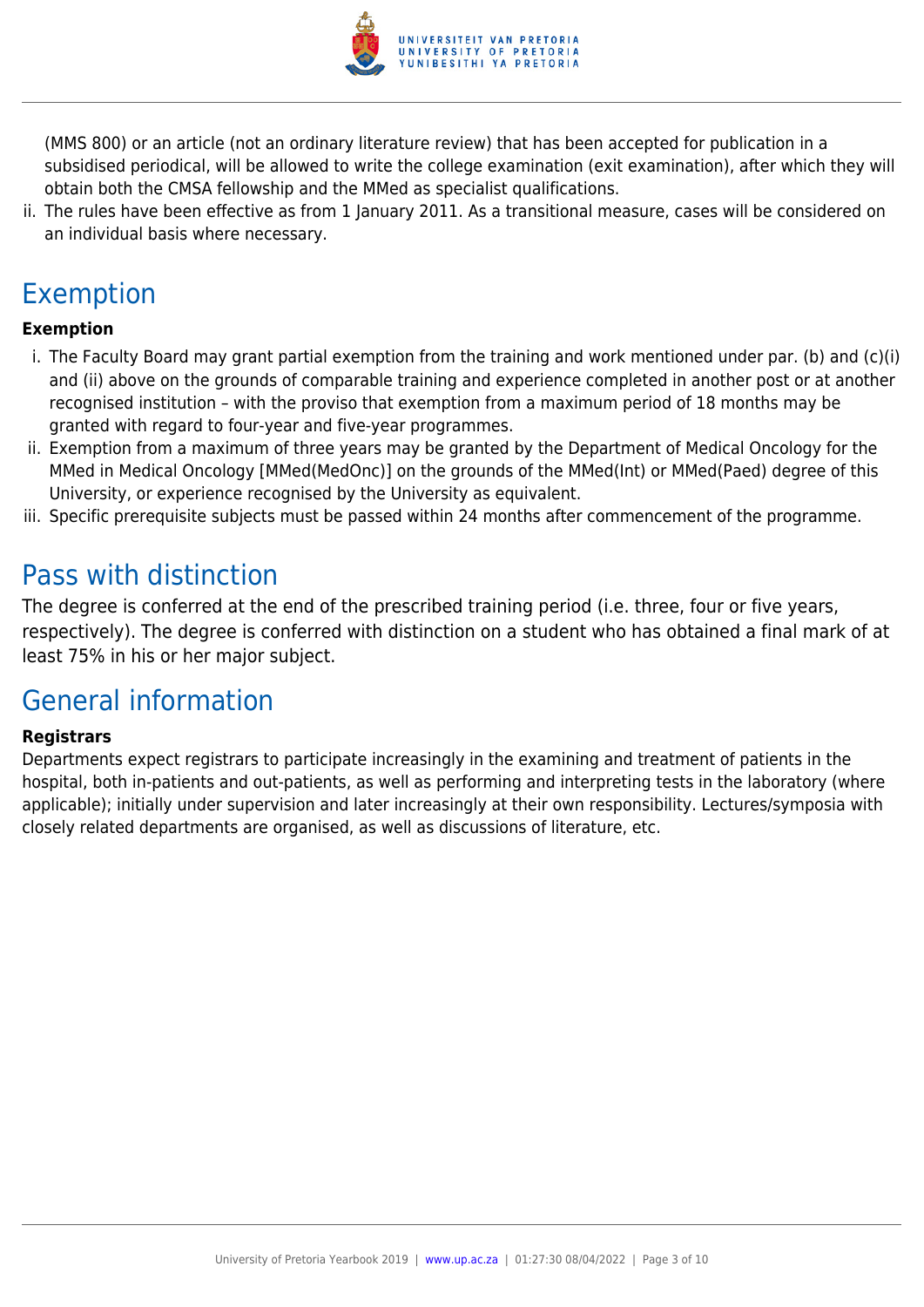(MMS 800) or an article (not an ordinary literature review) that has been accepted for publication in a subsidised periodical, will be allowed to write the college examination (exit examination), after which they will obtain both the CMSA fellowship and the MMed as specialist qualifications.

ii. The rules have been effective as from 1 January 2011. As a transitional measure, cases will be considered on an individual basis where necessary.

## Exemption

**Exemption**

i. The Faculty Board may grant partial exemption from the training and work mentioned under par. (b) and (c)(i) and (ii) above on the grounds of comparable training and experience completed in another post or at another recognised institution – with the proviso that exemption from a maximum period of 18 months may be granted with regard to four-year and five-year programmes.
ii. Exemption from a maximum of three years may be granted by the Department of Medical Oncology for the MMed in Medical Oncology [MMed(MedOnc)] on the grounds of the MMed(Int) or MMed(Paed) degree of this University, or experience recognised by the University as equivalent.
iii. Specific prerequisite subjects must be passed within 24 months after commencement of the programme.

## Pass with distinction

The degree is conferred at the end of the prescribed training period (i.e. three, four or five years, respectively). The degree is conferred with distinction on a student who has obtained a final mark of at least 75% in his or her major subject.

## General information

**Registrars**

Departments expect registrars to participate increasingly in the examining and treatment of patients in the hospital, both in-patients and out-patients, as well as performing and interpreting tests in the laboratory (where applicable); initially under supervision and later increasingly at their own responsibility. Lectures/symposia with closely related departments are organised, as well as discussions of literature, etc.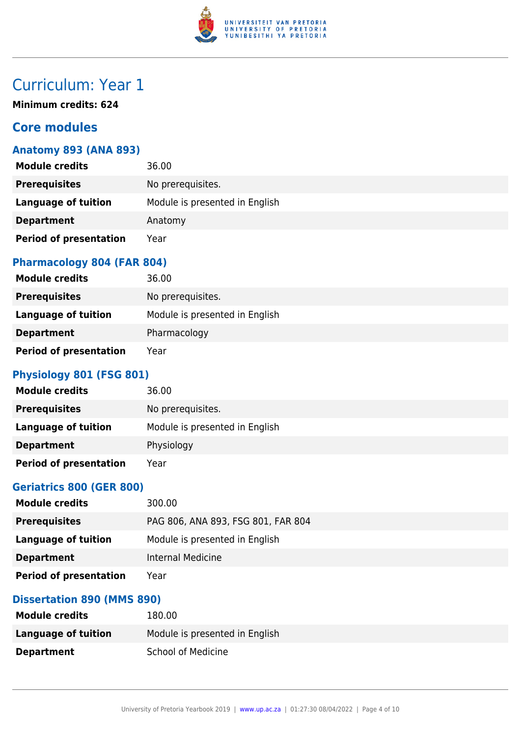# Curriculum: Year 1

**Minimum credits: 624**

## Core modules

### Anatomy 893 (ANA 893)

| | |
|---|---|
| **Module credits** | 36.00 |
| **Prerequisites** | No prerequisites. |
| **Language of tuition** | Module is presented in English |
| **Department** | Anatomy |
| **Period of presentation** | Year |

### Pharmacology 804 (FAR 804)

| | |
|---|---|
| **Module credits** | 36.00 |
| **Prerequisites** | No prerequisites. |
| **Language of tuition** | Module is presented in English |
| **Department** | Pharmacology |
| **Period of presentation** | Year |

### Physiology 801 (FSG 801)

| | |
|---|---|
| **Module credits** | 36.00 |
| **Prerequisites** | No prerequisites. |
| **Language of tuition** | Module is presented in English |
| **Department** | Physiology |
| **Period of presentation** | Year |

### Geriatrics 800 (GER 800)

| | |
|---|---|
| **Module credits** | 300.00 |
| **Prerequisites** | PAG 806, ANA 893, FSG 801, FAR 804 |
| **Language of tuition** | Module is presented in English |
| **Department** | Internal Medicine |
| **Period of presentation** | Year |

### Dissertation 890 (MMS 890)

| | |
|---|---|
| **Module credits** | 180.00 |
| **Language of tuition** | Module is presented in English |
| **Department** | School of Medicine |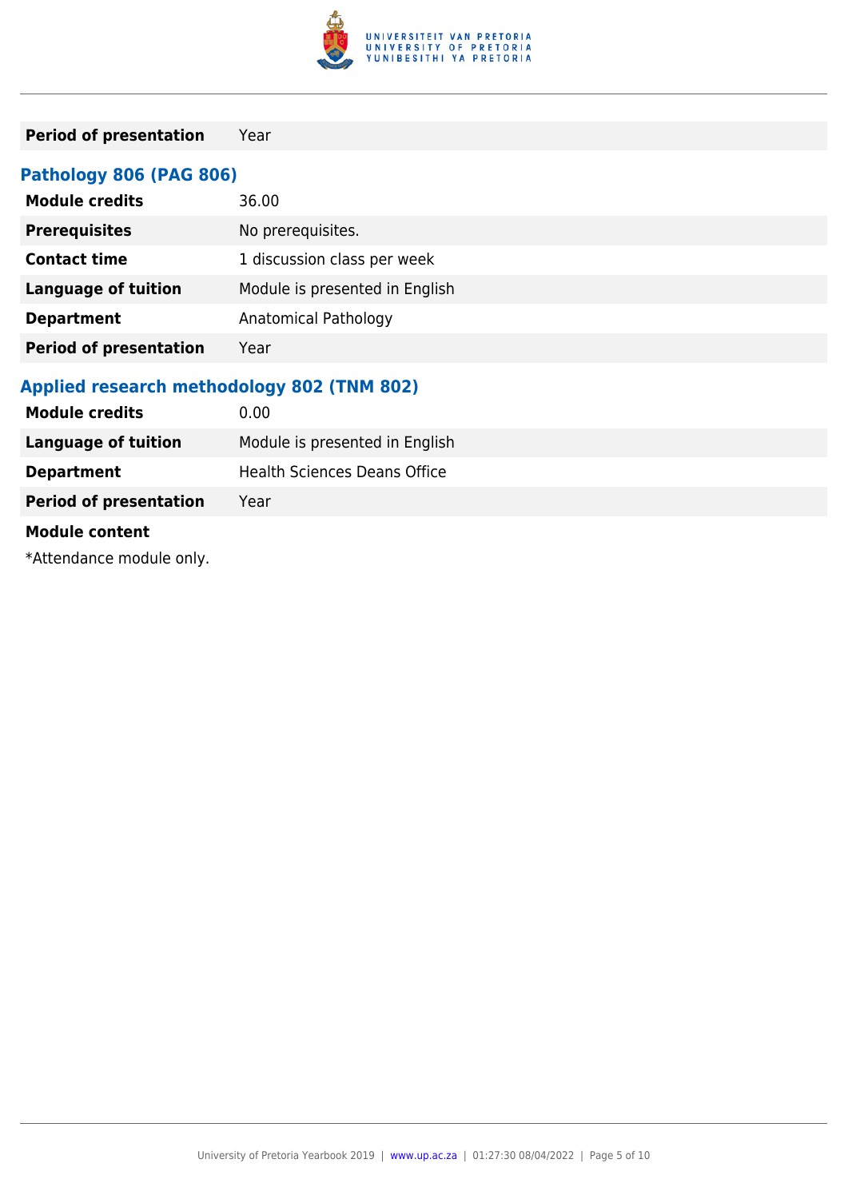| | |
|---|---|
| **Period of presentation** | Year |

### Pathology 806 (PAG 806)

| | |
|---|---|
| **Module credits** | 36.00 |
| **Prerequisites** | No prerequisites. |
| **Contact time** | 1 discussion class per week |
| **Language of tuition** | Module is presented in English |
| **Department** | Anatomical Pathology |
| **Period of presentation** | Year |

### Applied research methodology 802 (TNM 802)

| | |
|---|---|
| **Module credits** | 0.00 |
| **Language of tuition** | Module is presented in English |
| **Department** | Health Sciences Deans Office |
| **Period of presentation** | Year |

**Module content**

*Attendance module only.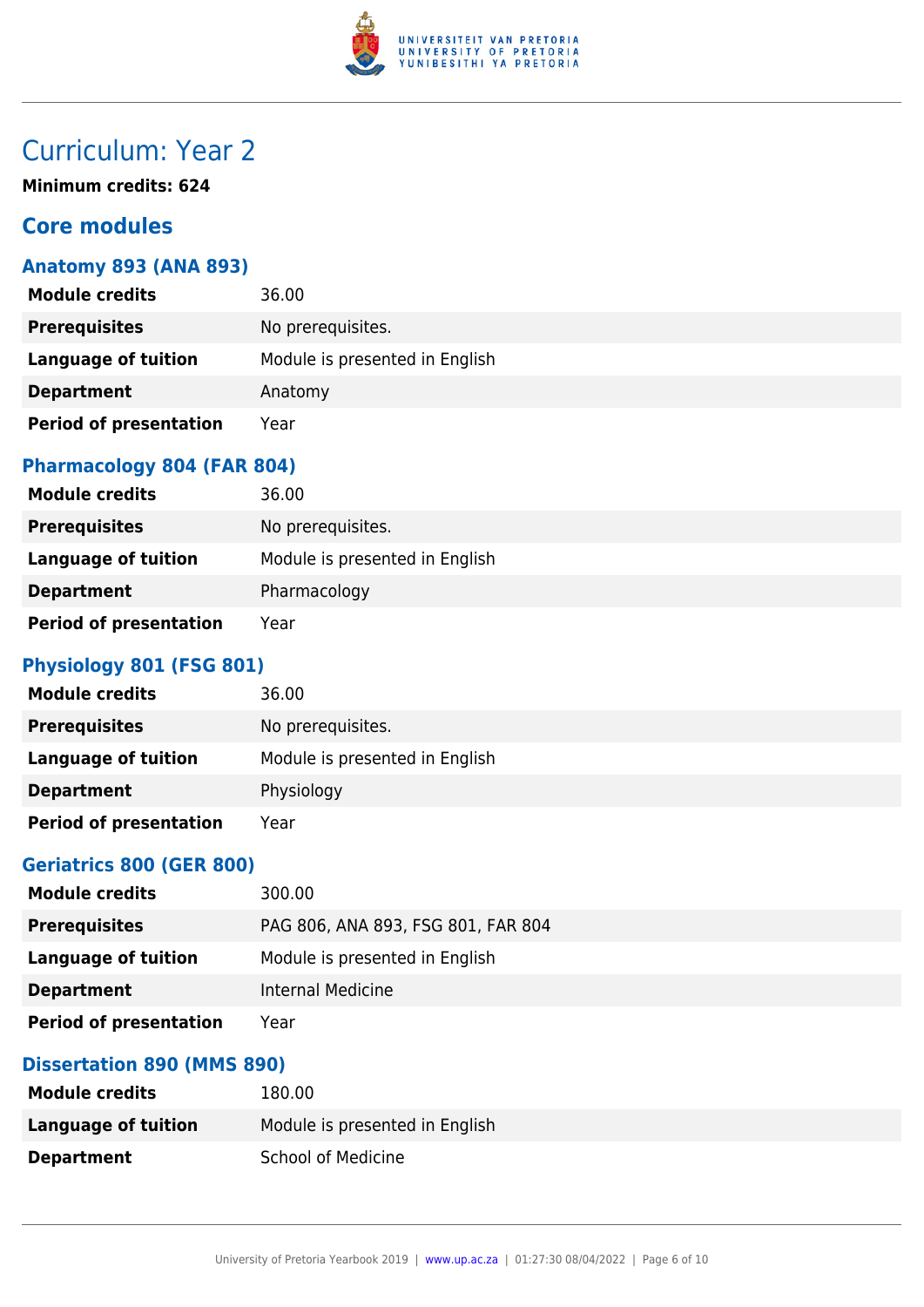# Curriculum: Year 2

**Minimum credits: 624**

## Core modules

### Anatomy 893 (ANA 893)

| | |
|---|---|
| **Module credits** | 36.00 |
| **Prerequisites** | No prerequisites. |
| **Language of tuition** | Module is presented in English |
| **Department** | Anatomy |
| **Period of presentation** | Year |

### Pharmacology 804 (FAR 804)

| | |
|---|---|
| **Module credits** | 36.00 |
| **Prerequisites** | No prerequisites. |
| **Language of tuition** | Module is presented in English |
| **Department** | Pharmacology |
| **Period of presentation** | Year |

### Physiology 801 (FSG 801)

| | |
|---|---|
| **Module credits** | 36.00 |
| **Prerequisites** | No prerequisites. |
| **Language of tuition** | Module is presented in English |
| **Department** | Physiology |
| **Period of presentation** | Year |

### Geriatrics 800 (GER 800)

| | |
|---|---|
| **Module credits** | 300.00 |
| **Prerequisites** | PAG 806, ANA 893, FSG 801, FAR 804 |
| **Language of tuition** | Module is presented in English |
| **Department** | Internal Medicine |
| **Period of presentation** | Year |

### Dissertation 890 (MMS 890)

| | |
|---|---|
| **Module credits** | 180.00 |
| **Language of tuition** | Module is presented in English |
| **Department** | School of Medicine |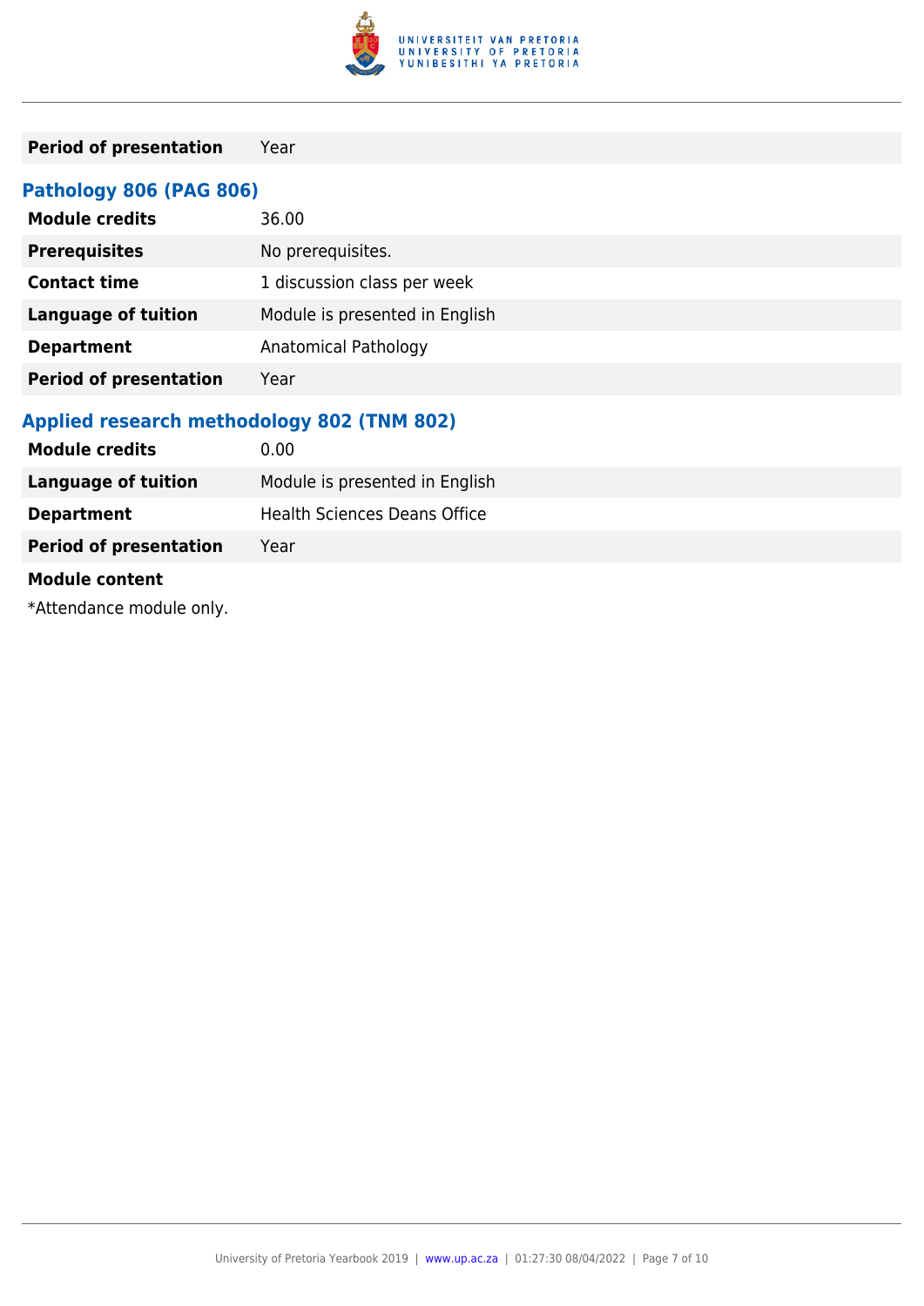| | |
|---|---|
| **Period of presentation** | Year |

### Pathology 806 (PAG 806)

| | |
|---|---|
| **Module credits** | 36.00 |
| **Prerequisites** | No prerequisites. |
| **Contact time** | 1 discussion class per week |
| **Language of tuition** | Module is presented in English |
| **Department** | Anatomical Pathology |
| **Period of presentation** | Year |

### Applied research methodology 802 (TNM 802)

| | |
|---|---|
| **Module credits** | 0.00 |
| **Language of tuition** | Module is presented in English |
| **Department** | Health Sciences Deans Office |
| **Period of presentation** | Year |

**Module content**

*Attendance module only.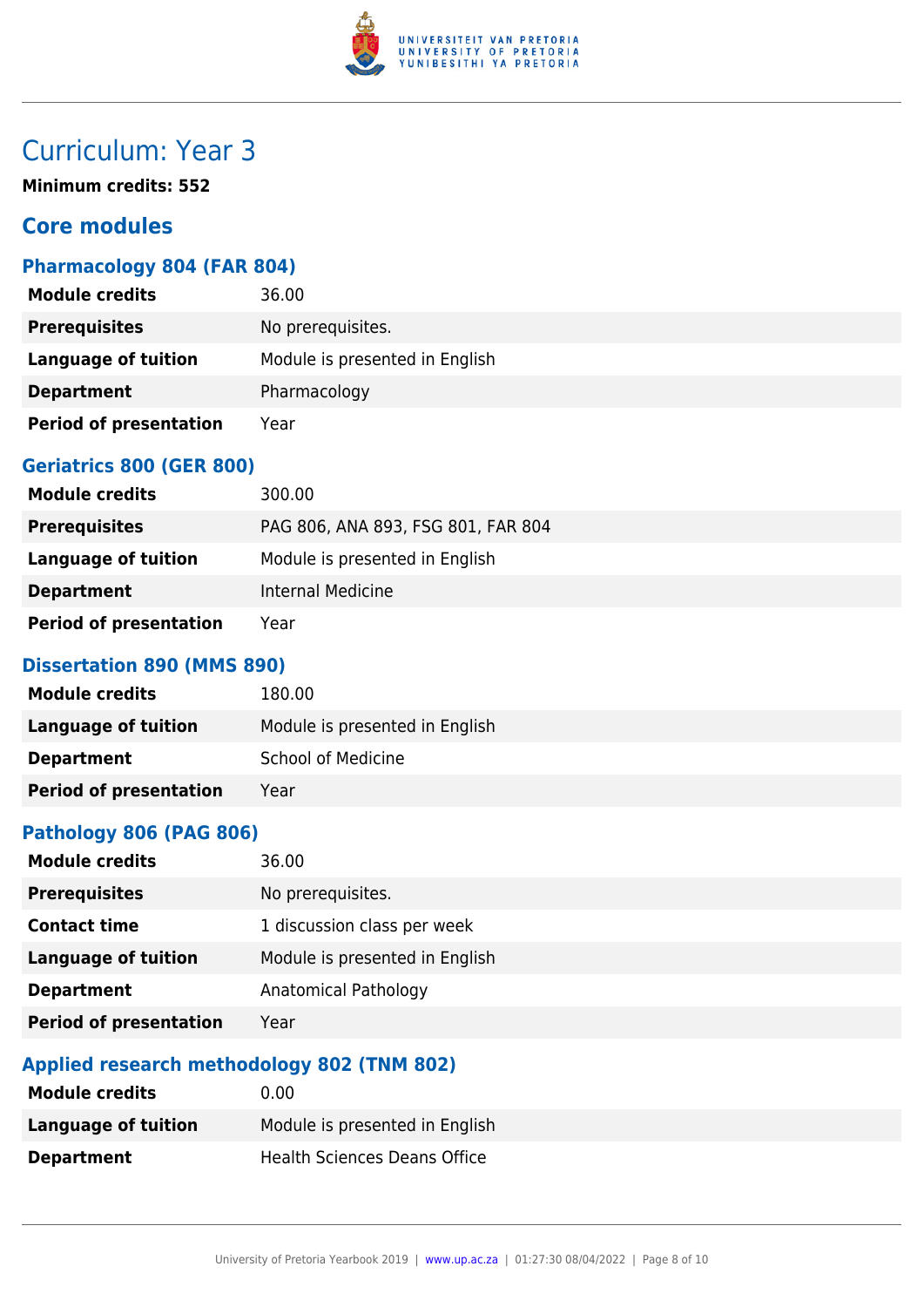# Curriculum: Year 3

**Minimum credits: 552**

## Core modules

### Pharmacology 804 (FAR 804)

| | |
|---|---|
| **Module credits** | 36.00 |
| **Prerequisites** | No prerequisites. |
| **Language of tuition** | Module is presented in English |
| **Department** | Pharmacology |
| **Period of presentation** | Year |

### Geriatrics 800 (GER 800)

| | |
|---|---|
| **Module credits** | 300.00 |
| **Prerequisites** | PAG 806, ANA 893, FSG 801, FAR 804 |
| **Language of tuition** | Module is presented in English |
| **Department** | Internal Medicine |
| **Period of presentation** | Year |

### Dissertation 890 (MMS 890)

| | |
|---|---|
| **Module credits** | 180.00 |
| **Language of tuition** | Module is presented in English |
| **Department** | School of Medicine |
| **Period of presentation** | Year |

### Pathology 806 (PAG 806)

| | |
|---|---|
| **Module credits** | 36.00 |
| **Prerequisites** | No prerequisites. |
| **Contact time** | 1 discussion class per week |
| **Language of tuition** | Module is presented in English |
| **Department** | Anatomical Pathology |
| **Period of presentation** | Year |

### Applied research methodology 802 (TNM 802)

| | |
|---|---|
| **Module credits** | 0.00 |
| **Language of tuition** | Module is presented in English |
| **Department** | Health Sciences Deans Office |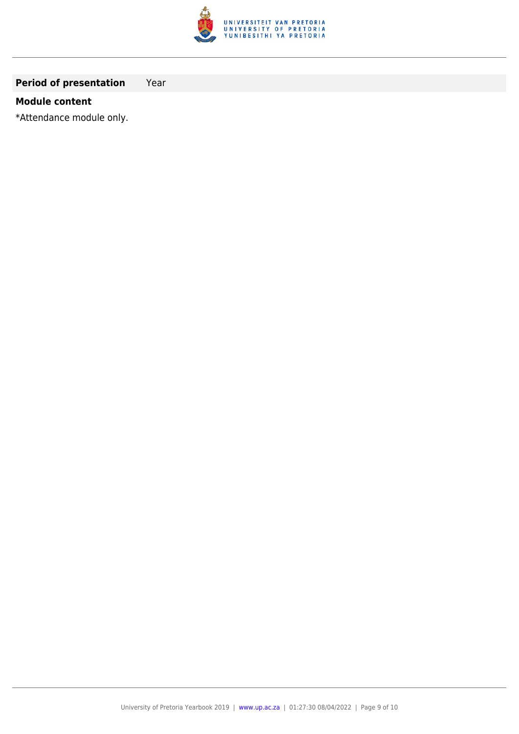| **Period of presentation** | Year |
| --- | --- |

**Module content**

*Attendance module only.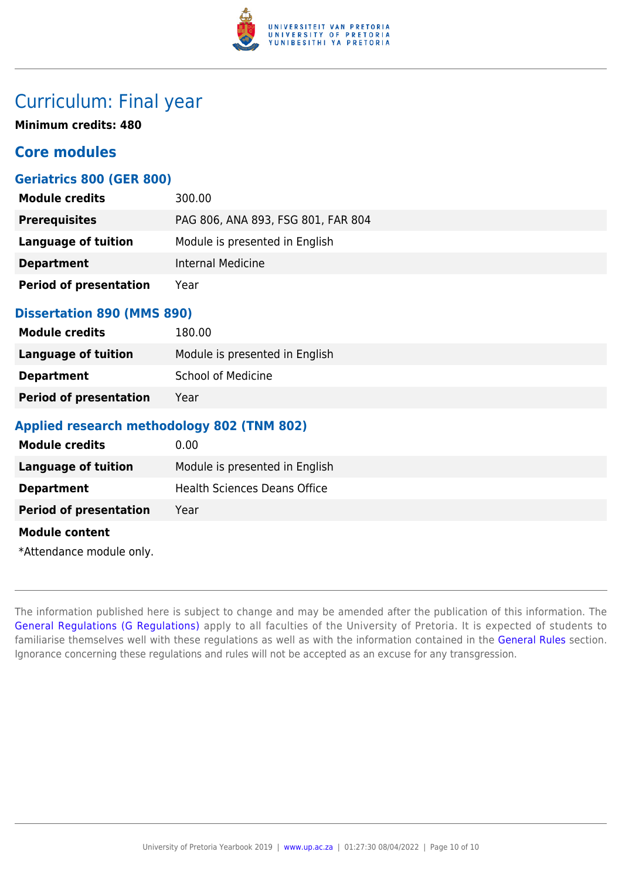# Curriculum: Final year

**Minimum credits: 480**

## Core modules

### Geriatrics 800 (GER 800)

| | |
|---|---|
| **Module credits** | 300.00 |
| **Prerequisites** | PAG 806, ANA 893, FSG 801, FAR 804 |
| **Language of tuition** | Module is presented in English |
| **Department** | Internal Medicine |
| **Period of presentation** | Year |

### Dissertation 890 (MMS 890)

| | |
|---|---|
| **Module credits** | 180.00 |
| **Language of tuition** | Module is presented in English |
| **Department** | School of Medicine |
| **Period of presentation** | Year |

### Applied research methodology 802 (TNM 802)

| | |
|---|---|
| **Module credits** | 0.00 |
| **Language of tuition** | Module is presented in English |
| **Department** | Health Sciences Deans Office |
| **Period of presentation** | Year |

**Module content**

*Attendance module only.

The information published here is subject to change and may be amended after the publication of this information. The General Regulations (G Regulations) apply to all faculties of the University of Pretoria. It is expected of students to familiarise themselves well with these regulations as well as with the information contained in the General Rules section. Ignorance concerning these regulations and rules will not be accepted as an excuse for any transgression.